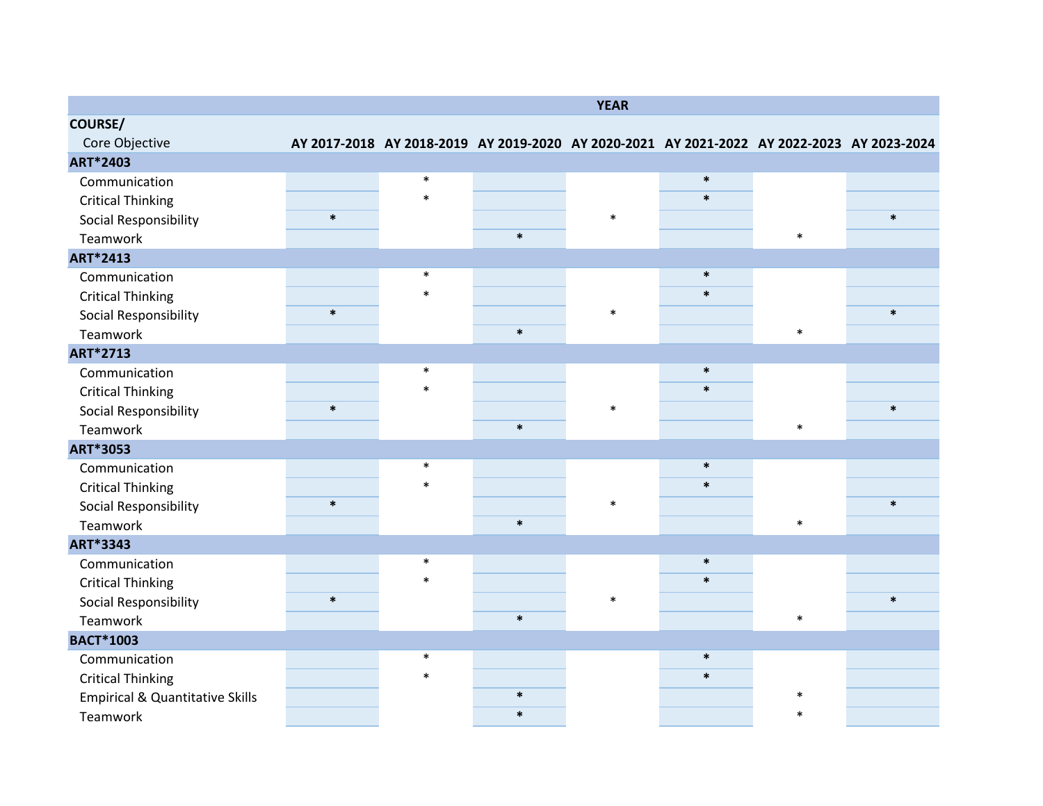| COURSE/ Core Objective | YEAR | | | | | | |
|---|---|---|---|---|---|---|---|
| | AY 2017-2018 | AY 2018-2019 | AY 2019-2020 | AY 2020-2021 | AY 2021-2022 | AY 2022-2023 | AY 2023-2024 |
| **ART*2403** | | | | | | | |
| Communication | | * | | | * | | |
| Critical Thinking | | * | | | * | | |
| Social Responsibility | * | | | * | | | * |
| Teamwork | | | * | | | * | |
| **ART*2413** | | | | | | | |
| Communication | | * | | | * | | |
| Critical Thinking | | * | | | * | | |
| Social Responsibility | * | | | * | | | * |
| Teamwork | | | * | | | * | |
| **ART*2713** | | | | | | | |
| Communication | | * | | | * | | |
| Critical Thinking | | * | | | * | | |
| Social Responsibility | * | | | * | | | * |
| Teamwork | | | * | | | * | |
| **ART*3053** | | | | | | | |
| Communication | | * | | | * | | |
| Critical Thinking | | * | | | * | | |
| Social Responsibility | * | | | * | | | * |
| Teamwork | | | * | | | * | |
| **ART*3343** | | | | | | | |
| Communication | | * | | | * | | |
| Critical Thinking | | * | | | * | | |
| Social Responsibility | * | | | * | | | * |
| Teamwork | | | * | | | * | |
| **BACT*1003** | | | | | | | |
| Communication | | * | | | * | | |
| Critical Thinking | | * | | | * | | |
| Empirical & Quantitative Skills | | | * | | | * | |
| Teamwork | | | * | | | * | |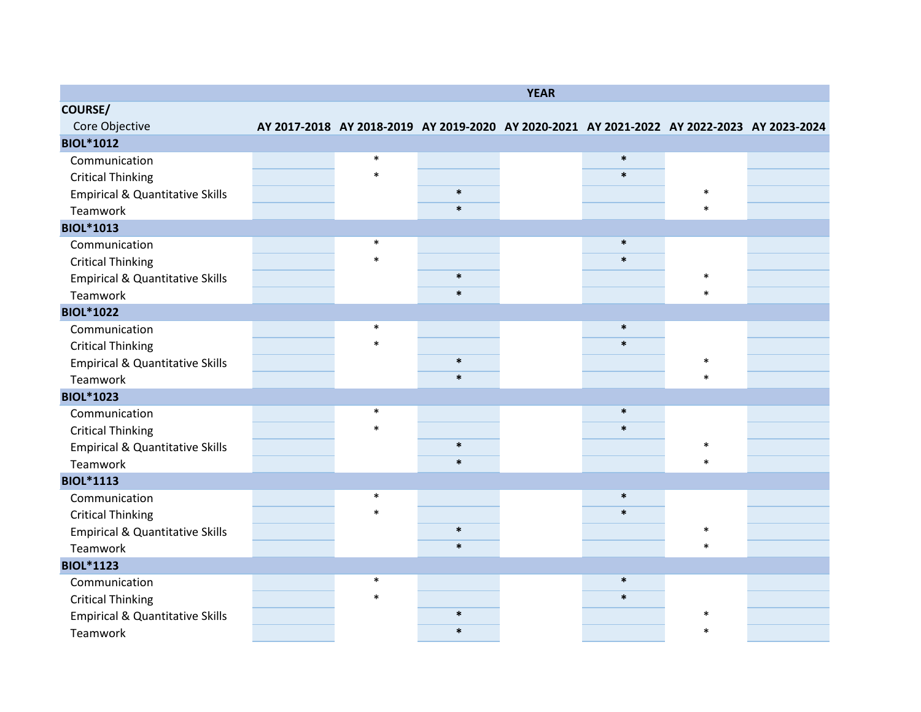| COURSE/ Core Objective | YEAR | | | | | | |
|---|---|---|---|---|---|---|---|
| | AY 2017-2018 | AY 2018-2019 | AY 2019-2020 | AY 2020-2021 | AY 2021-2022 | AY 2022-2023 | AY 2023-2024 |
| **BIOL*1012** | | | | | | | |
| Communication | | * | | | * | | |
| Critical Thinking | | * | | | * | | |
| Empirical & Quantitative Skills | | | * | | | * | |
| Teamwork | | | * | | | * | |
| **BIOL*1013** | | | | | | | |
| Communication | | * | | | * | | |
| Critical Thinking | | * | | | * | | |
| Empirical & Quantitative Skills | | | * | | | * | |
| Teamwork | | | * | | | * | |
| **BIOL*1022** | | | | | | | |
| Communication | | * | | | * | | |
| Critical Thinking | | * | | | * | | |
| Empirical & Quantitative Skills | | | * | | | * | |
| Teamwork | | | * | | | * | |
| **BIOL*1023** | | | | | | | |
| Communication | | * | | | * | | |
| Critical Thinking | | * | | | * | | |
| Empirical & Quantitative Skills | | | * | | | * | |
| Teamwork | | | * | | | * | |
| **BIOL*1113** | | | | | | | |
| Communication | | * | | | * | | |
| Critical Thinking | | * | | | * | | |
| Empirical & Quantitative Skills | | | * | | | * | |
| Teamwork | | | * | | | * | |
| **BIOL*1123** | | | | | | | |
| Communication | | * | | | * | | |
| Critical Thinking | | * | | | * | | |
| Empirical & Quantitative Skills | | | * | | | * | |
| Teamwork | | | * | | | * | |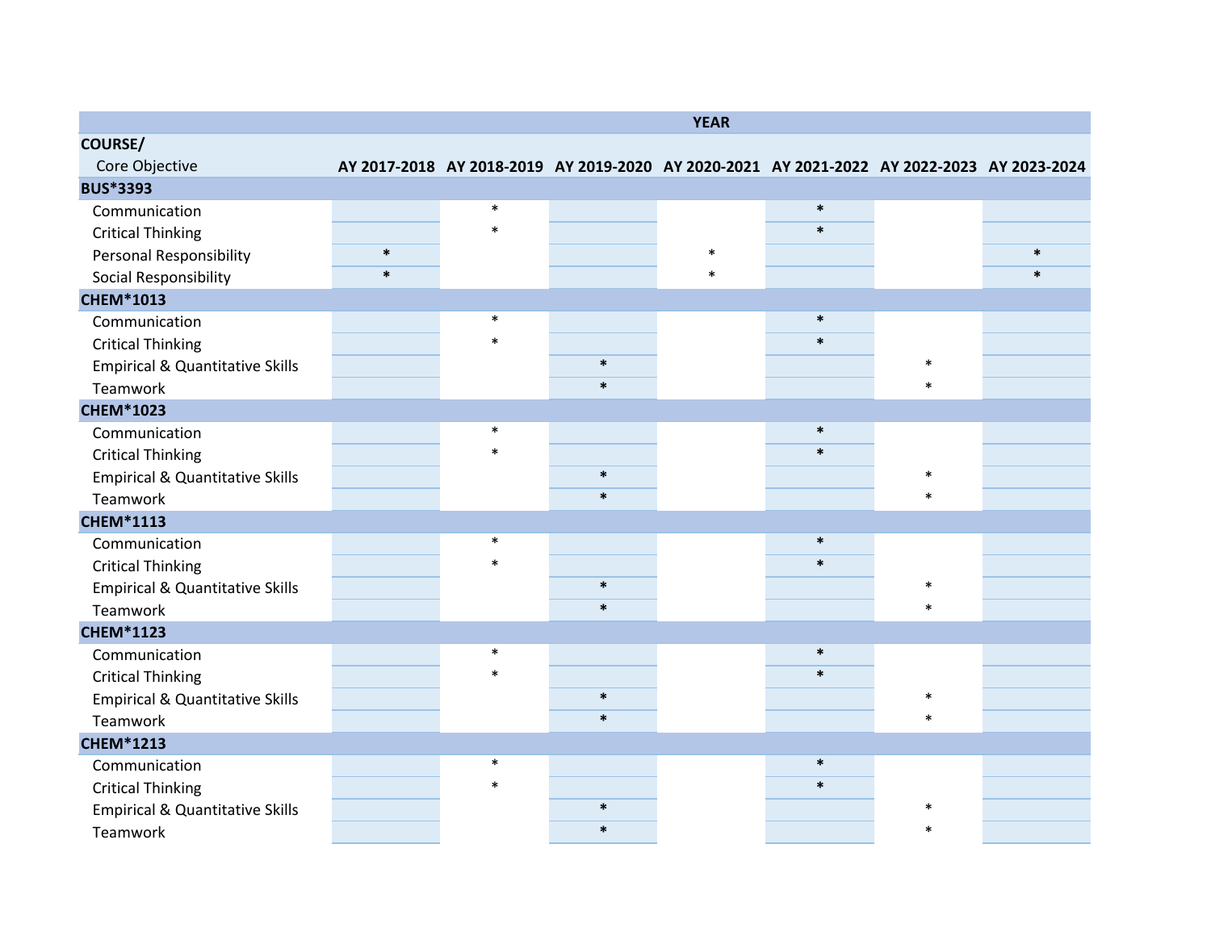| COURSE/ Core Objective | YEAR | | | | | | |
|---|---|---|---|---|---|---|---|
| | AY 2017-2018 | AY 2018-2019 | AY 2019-2020 | AY 2020-2021 | AY 2021-2022 | AY 2022-2023 | AY 2023-2024 |
| **BUS*3393** | | | | | | | |
| Communication | | * | | | * | | |
| Critical Thinking | | * | | | * | | |
| Personal Responsibility | * | | | * | | | * |
| Social Responsibility | * | | | * | | | * |
| **CHEM*1013** | | | | | | | |
| Communication | | * | | | * | | |
| Critical Thinking | | * | | | * | | |
| Empirical & Quantitative Skills | | | * | | | * | |
| Teamwork | | | * | | | * | |
| **CHEM*1023** | | | | | | | |
| Communication | | * | | | * | | |
| Critical Thinking | | * | | | * | | |
| Empirical & Quantitative Skills | | | * | | | * | |
| Teamwork | | | * | | | * | |
| **CHEM*1113** | | | | | | | |
| Communication | | * | | | * | | |
| Critical Thinking | | * | | | * | | |
| Empirical & Quantitative Skills | | | * | | | * | |
| Teamwork | | | * | | | * | |
| **CHEM*1123** | | | | | | | |
| Communication | | * | | | * | | |
| Critical Thinking | | * | | | * | | |
| Empirical & Quantitative Skills | | | * | | | * | |
| Teamwork | | | * | | | * | |
| **CHEM*1213** | | | | | | | |
| Communication | | * | | | * | | |
| Critical Thinking | | * | | | * | | |
| Empirical & Quantitative Skills | | | * | | | * | |
| Teamwork | | | * | | | * | |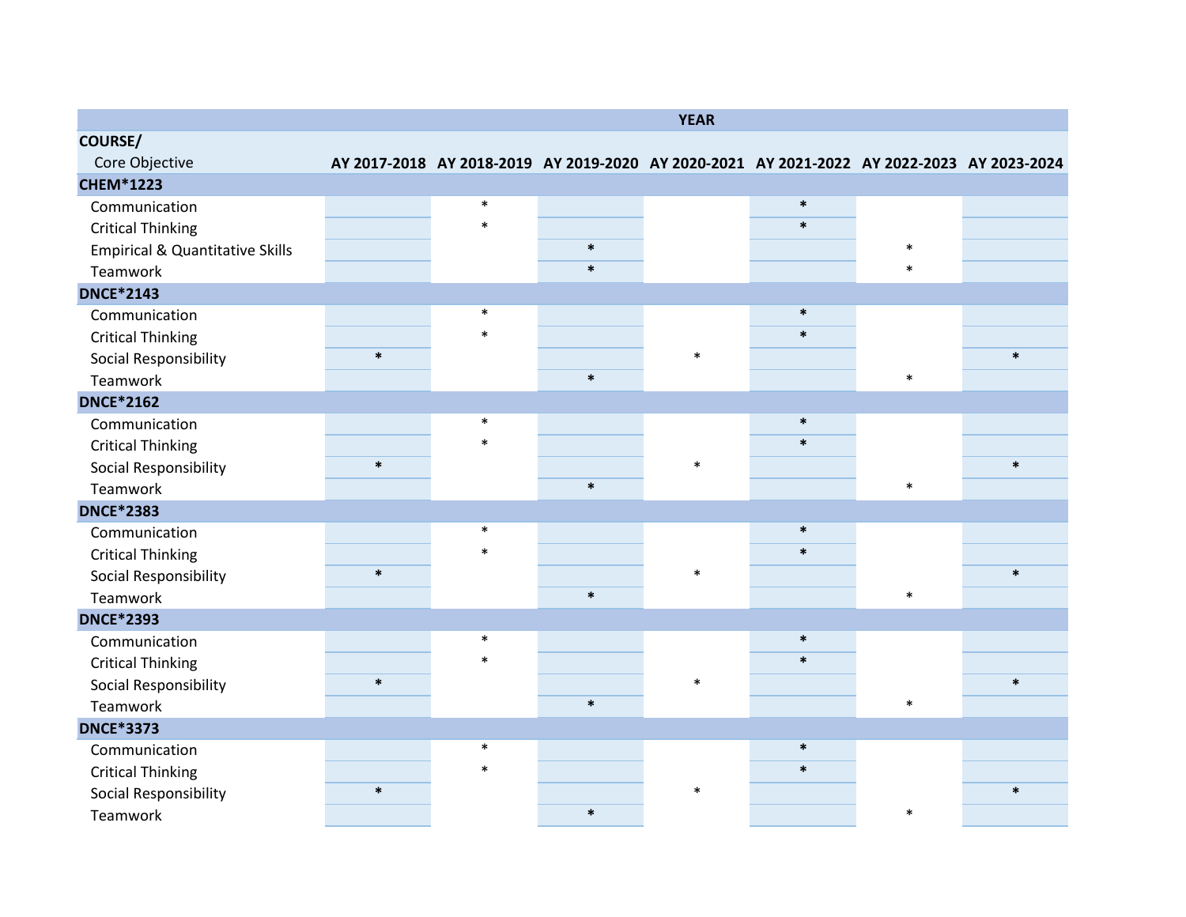| COURSE/ Core Objective | YEAR | | | | | | |
|---|---|---|---|---|---|---|---|
| | AY 2017-2018 | AY 2018-2019 | AY 2019-2020 | AY 2020-2021 | AY 2021-2022 | AY 2022-2023 | AY 2023-2024 |
| **CHEM*1223** | | | | | | | |
| Communication | | * | | | * | | |
| Critical Thinking | | * | | | * | | |
| Empirical & Quantitative Skills | | | * | | | * | |
| Teamwork | | | * | | | * | |
| **DNCE*2143** | | | | | | | |
| Communication | | * | | | * | | |
| Critical Thinking | | * | | | * | | |
| Social Responsibility | * | | | * | | | * |
| Teamwork | | | * | | | * | |
| **DNCE*2162** | | | | | | | |
| Communication | | * | | | * | | |
| Critical Thinking | | * | | | * | | |
| Social Responsibility | * | | | * | | | * |
| Teamwork | | | * | | | * | |
| **DNCE*2383** | | | | | | | |
| Communication | | * | | | * | | |
| Critical Thinking | | * | | | * | | |
| Social Responsibility | * | | | * | | | * |
| Teamwork | | | * | | | * | |
| **DNCE*2393** | | | | | | | |
| Communication | | * | | | * | | |
| Critical Thinking | | * | | | * | | |
| Social Responsibility | * | | | * | | | * |
| Teamwork | | | * | | | * | |
| **DNCE*3373** | | | | | | | |
| Communication | | * | | | * | | |
| Critical Thinking | | * | | | * | | |
| Social Responsibility | * | | | * | | | * |
| Teamwork | | | * | | | * | |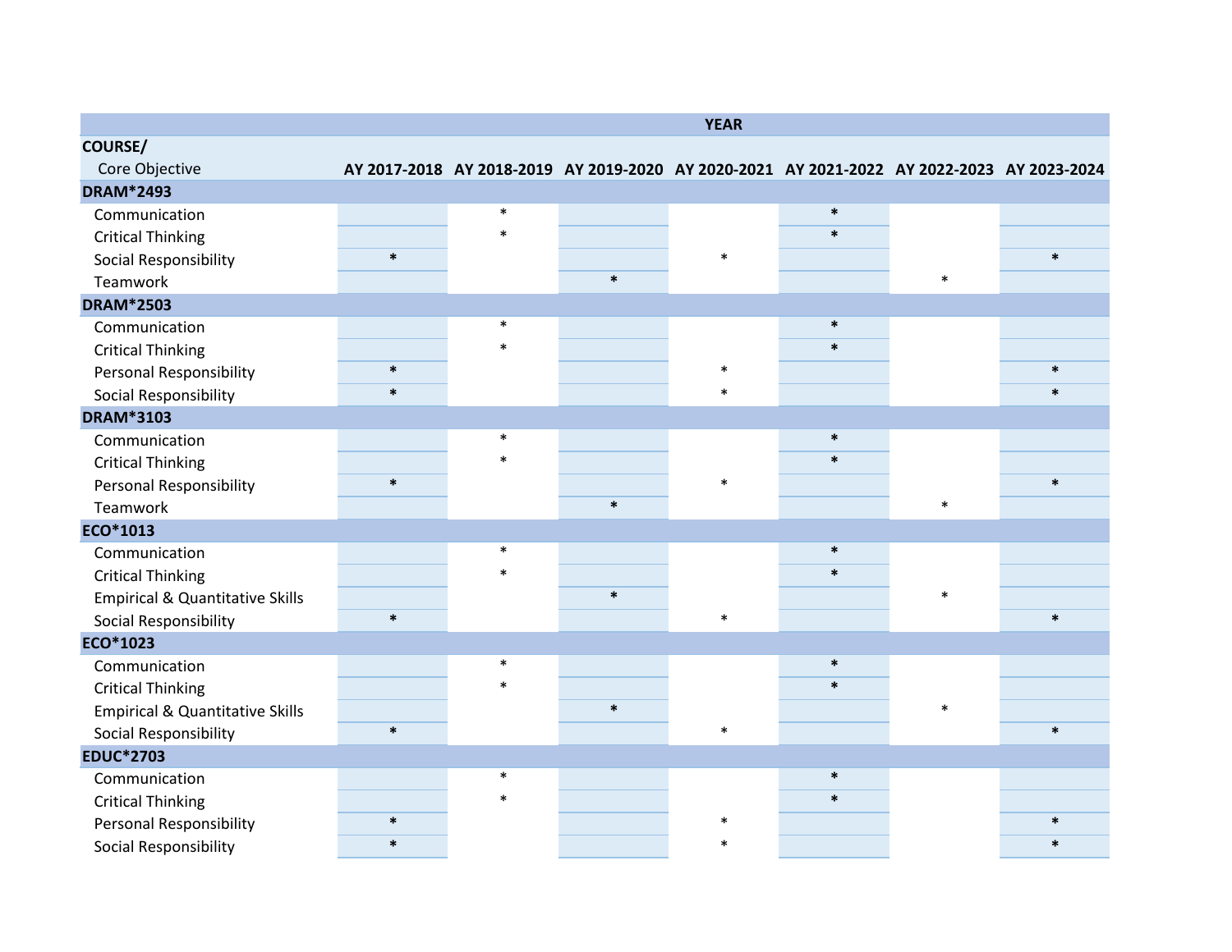| COURSE/ Core Objective | YEAR | | | | | | |
|---|---|---|---|---|---|---|---|
| | AY 2017-2018 | AY 2018-2019 | AY 2019-2020 | AY 2020-2021 | AY 2021-2022 | AY 2022-2023 | AY 2023-2024 |
| **DRAM*2493** | | | | | | | |
| Communication | | * | | | * | | |
| Critical Thinking | | * | | | * | | |
| Social Responsibility | * | | | * | | | * |
| Teamwork | | | * | | | * | |
| **DRAM*2503** | | | | | | | |
| Communication | | * | | | * | | |
| Critical Thinking | | * | | | * | | |
| Personal Responsibility | * | | | * | | | * |
| Social Responsibility | * | | | * | | | * |
| **DRAM*3103** | | | | | | | |
| Communication | | * | | | * | | |
| Critical Thinking | | * | | | * | | |
| Personal Responsibility | * | | | * | | | * |
| Teamwork | | | * | | | * | |
| **ECO*1013** | | | | | | | |
| Communication | | * | | | * | | |
| Critical Thinking | | * | | | * | | |
| Empirical & Quantitative Skills | | | * | | | * | |
| Social Responsibility | * | | | * | | | * |
| **ECO*1023** | | | | | | | |
| Communication | | * | | | * | | |
| Critical Thinking | | * | | | * | | |
| Empirical & Quantitative Skills | | | * | | | * | |
| Social Responsibility | * | | | * | | | * |
| **EDUC*2703** | | | | | | | |
| Communication | | * | | | * | | |
| Critical Thinking | | * | | | * | | |
| Personal Responsibility | * | | | * | | | * |
| Social Responsibility | * | | | * | | | * |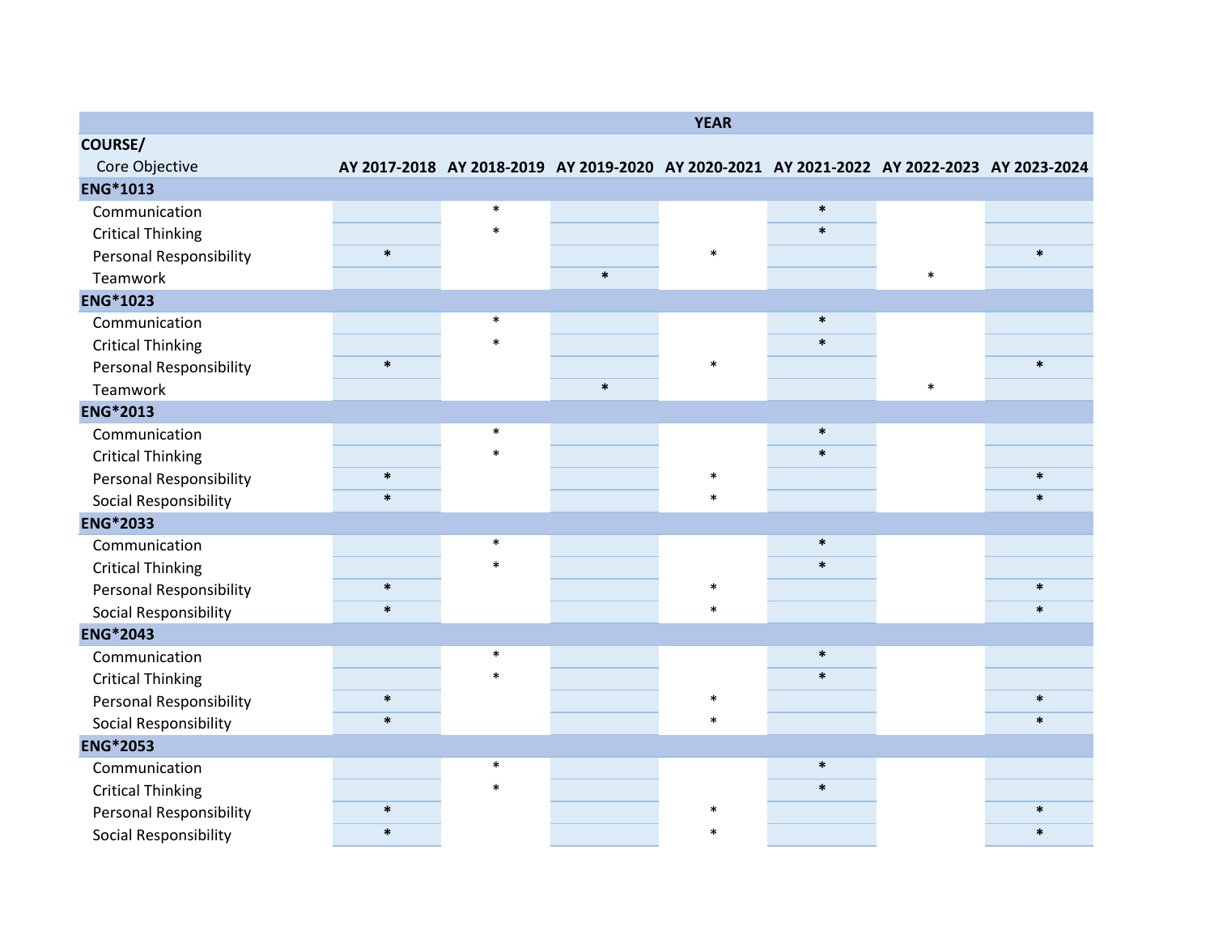| COURSE/ Core Objective | AY 2017-2018 | AY 2018-2019 | AY 2019-2020 | AY 2020-2021 | AY 2021-2022 | AY 2022-2023 | AY 2023-2024 |
|---|---|---|---|---|---|---|---|
| | | | | YEAR | | | |
| **ENG*1013** | | | | | | | |
| Communication | | * | | | * | | |
| Critical Thinking | | * | | | * | | |
| Personal Responsibility | * | | | * | | | * |
| Teamwork | | | * | | | * | |
| **ENG*1023** | | | | | | | |
| Communication | | * | | | * | | |
| Critical Thinking | | * | | | * | | |
| Personal Responsibility | * | | | * | | | * |
| Teamwork | | | * | | | * | |
| **ENG*2013** | | | | | | | |
| Communication | | * | | | * | | |
| Critical Thinking | | * | | | * | | |
| Personal Responsibility | * | | | * | | | * |
| Social Responsibility | * | | | * | | | * |
| **ENG*2033** | | | | | | | |
| Communication | | * | | | * | | |
| Critical Thinking | | * | | | * | | |
| Personal Responsibility | * | | | * | | | * |
| Social Responsibility | * | | | * | | | * |
| **ENG*2043** | | | | | | | |
| Communication | | * | | | * | | |
| Critical Thinking | | * | | | * | | |
| Personal Responsibility | * | | | * | | | * |
| Social Responsibility | * | | | * | | | * |
| **ENG*2053** | | | | | | | |
| Communication | | * | | | * | | |
| Critical Thinking | | * | | | * | | |
| Personal Responsibility | * | | | * | | | * |
| Social Responsibility | * | | | * | | | * |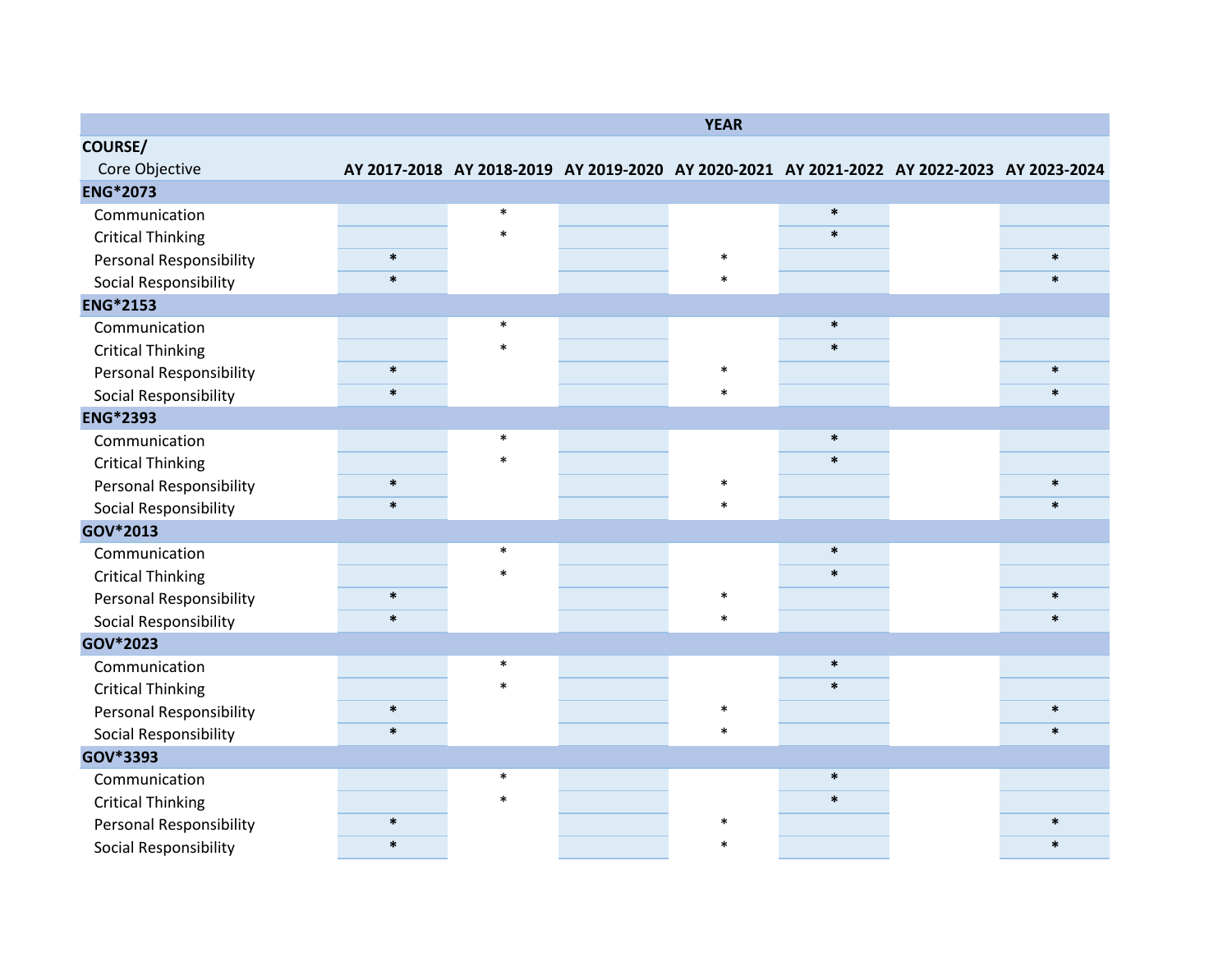| COURSE/ Core Objective | YEAR | | | | | | |
|---|---|---|---|---|---|---|---|
| | AY 2017-2018 | AY 2018-2019 | AY 2019-2020 | AY 2020-2021 | AY 2021-2022 | AY 2022-2023 | AY 2023-2024 |
| **ENG*2073** | | | | | | | |
| Communication | | * | | | * | | |
| Critical Thinking | | * | | | * | | |
| Personal Responsibility | * | | | * | | | * |
| Social Responsibility | * | | | * | | | * |
| **ENG*2153** | | | | | | | |
| Communication | | * | | | * | | |
| Critical Thinking | | * | | | * | | |
| Personal Responsibility | * | | | * | | | * |
| Social Responsibility | * | | | * | | | * |
| **ENG*2393** | | | | | | | |
| Communication | | * | | | * | | |
| Critical Thinking | | * | | | * | | |
| Personal Responsibility | * | | | * | | | * |
| Social Responsibility | * | | | * | | | * |
| **GOV*2013** | | | | | | | |
| Communication | | * | | | * | | |
| Critical Thinking | | * | | | * | | |
| Personal Responsibility | * | | | * | | | * |
| Social Responsibility | * | | | * | | | * |
| **GOV*2023** | | | | | | | |
| Communication | | * | | | * | | |
| Critical Thinking | | * | | | * | | |
| Personal Responsibility | * | | | * | | | * |
| Social Responsibility | * | | | * | | | * |
| **GOV*3393** | | | | | | | |
| Communication | | * | | | * | | |
| Critical Thinking | | * | | | * | | |
| Personal Responsibility | * | | | * | | | * |
| Social Responsibility | * | | | * | | | * |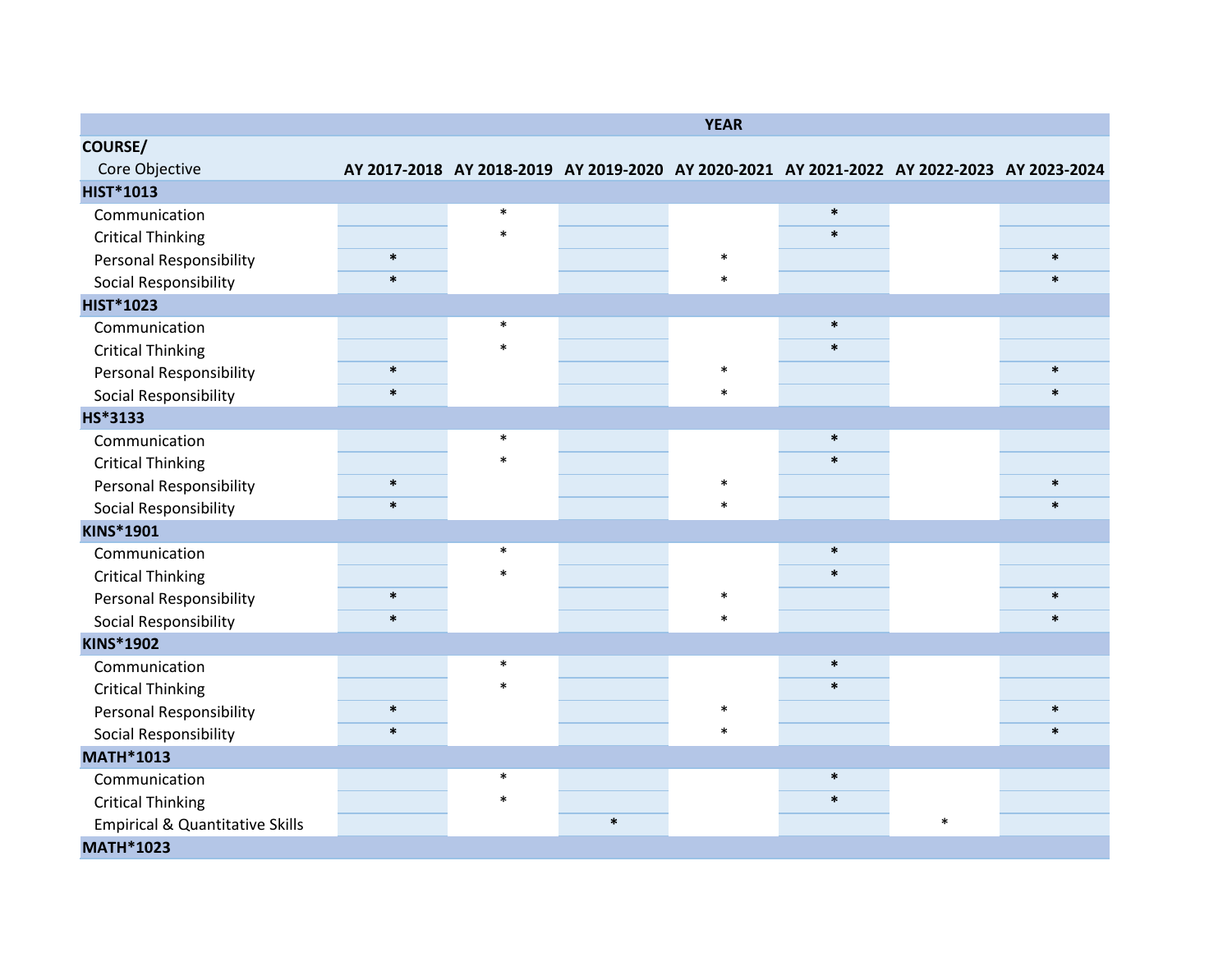| COURSE/ Core Objective | YEAR | | | | | | |
|---|---|---|---|---|---|---|---|
| | AY 2017-2018 | AY 2018-2019 | AY 2019-2020 | AY 2020-2021 | AY 2021-2022 | AY 2022-2023 | AY 2023-2024 |
| **HIST*1013** | | | | | | | |
| Communication | | * | | | * | | |
| Critical Thinking | | * | | | * | | |
| Personal Responsibility | * | | | * | | | * |
| Social Responsibility | * | | | * | | | * |
| **HIST*1023** | | | | | | | |
| Communication | | * | | | * | | |
| Critical Thinking | | * | | | * | | |
| Personal Responsibility | * | | | * | | | * |
| Social Responsibility | * | | | * | | | * |
| **HS*3133** | | | | | | | |
| Communication | | * | | | * | | |
| Critical Thinking | | * | | | * | | |
| Personal Responsibility | * | | | * | | | * |
| Social Responsibility | * | | | * | | | * |
| **KINS*1901** | | | | | | | |
| Communication | | * | | | * | | |
| Critical Thinking | | * | | | * | | |
| Personal Responsibility | * | | | * | | | * |
| Social Responsibility | * | | | * | | | * |
| **KINS*1902** | | | | | | | |
| Communication | | * | | | * | | |
| Critical Thinking | | * | | | * | | |
| Personal Responsibility | * | | | * | | | * |
| Social Responsibility | * | | | * | | | * |
| **MATH*1013** | | | | | | | |
| Communication | | * | | | * | | |
| Critical Thinking | | * | | | * | | |
| Empirical & Quantitative Skills | | | * | | | * | |
| **MATH*1023** | | | | | | | |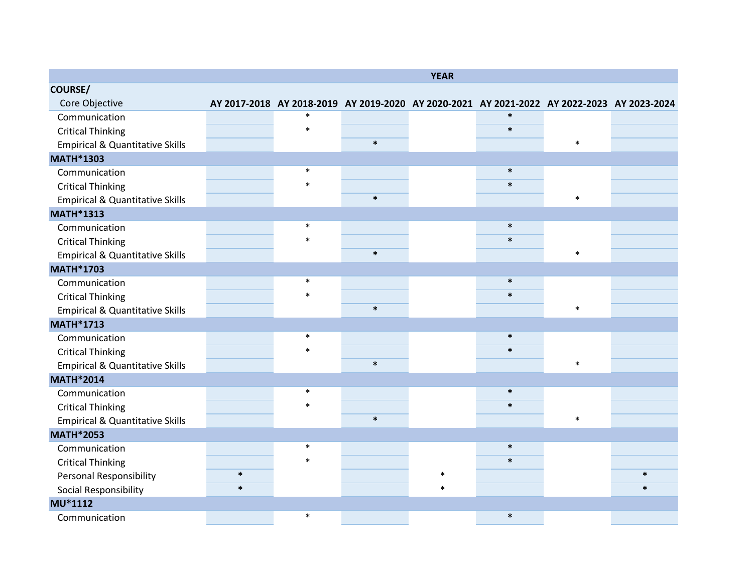| COURSE/ Core Objective | YEAR | | | | | | |
|---|---|---|---|---|---|---|---|
| | AY 2017-2018 | AY 2018-2019 | AY 2019-2020 | AY 2020-2021 | AY 2021-2022 | AY 2022-2023 | AY 2023-2024 |
| Communication | | * | | | * | | |
| Critical Thinking | | * | | | * | | |
| Empirical & Quantitative Skills | | | * | | | * | |
| **MATH*1303** | | | | | | | |
| Communication | | * | | | * | | |
| Critical Thinking | | * | | | * | | |
| Empirical & Quantitative Skills | | | * | | | * | |
| **MATH*1313** | | | | | | | |
| Communication | | * | | | * | | |
| Critical Thinking | | * | | | * | | |
| Empirical & Quantitative Skills | | | * | | | * | |
| **MATH*1703** | | | | | | | |
| Communication | | * | | | * | | |
| Critical Thinking | | * | | | * | | |
| Empirical & Quantitative Skills | | | * | | | * | |
| **MATH*1713** | | | | | | | |
| Communication | | * | | | * | | |
| Critical Thinking | | * | | | * | | |
| Empirical & Quantitative Skills | | | * | | | * | |
| **MATH*2014** | | | | | | | |
| Communication | | * | | | * | | |
| Critical Thinking | | * | | | * | | |
| Empirical & Quantitative Skills | | | * | | | * | |
| **MATH*2053** | | | | | | | |
| Communication | | * | | | * | | |
| Critical Thinking | | * | | | * | | |
| Personal Responsibility | * | | | * | | | * |
| Social Responsibility | * | | | * | | | * |
| **MU*1112** | | | | | | | |
| Communication | | * | | | * | | |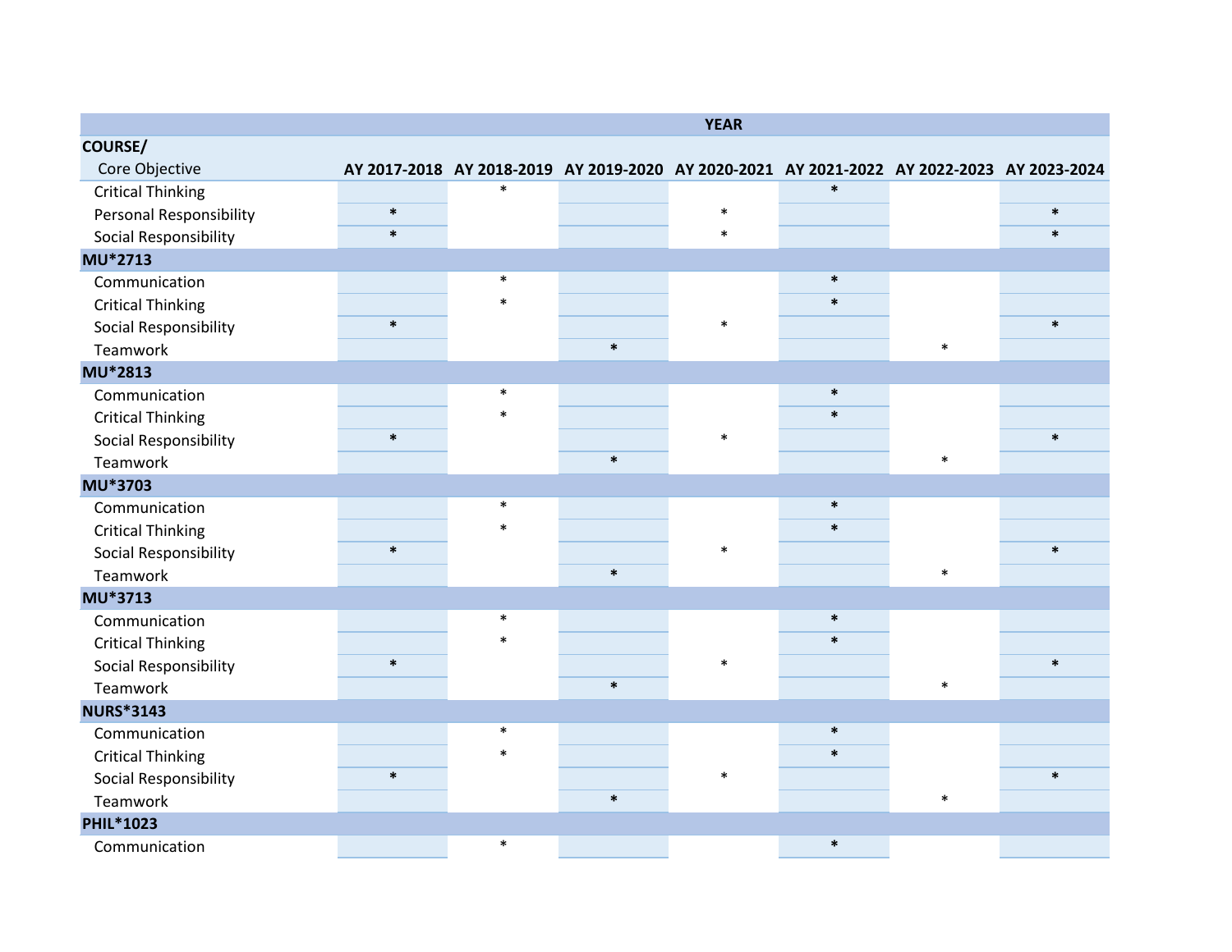| COURSE/ Core Objective | YEAR | | | | | | |
|---|---|---|---|---|---|---|---|
| | AY 2017-2018 | AY 2018-2019 | AY 2019-2020 | AY 2020-2021 | AY 2021-2022 | AY 2022-2023 | AY 2023-2024 |
| Critical Thinking | | * | | | * | | |
| Personal Responsibility | * | | | * | | | * |
| Social Responsibility | * | | | * | | | * |
| **MU*2713** | | | | | | | |
| Communication | | * | | | * | | |
| Critical Thinking | | * | | | * | | |
| Social Responsibility | * | | | * | | | * |
| Teamwork | | | * | | | * | |
| **MU*2813** | | | | | | | |
| Communication | | * | | | * | | |
| Critical Thinking | | * | | | * | | |
| Social Responsibility | * | | | * | | | * |
| Teamwork | | | * | | | * | |
| **MU*3703** | | | | | | | |
| Communication | | * | | | * | | |
| Critical Thinking | | * | | | * | | |
| Social Responsibility | * | | | * | | | * |
| Teamwork | | | * | | | * | |
| **MU*3713** | | | | | | | |
| Communication | | * | | | * | | |
| Critical Thinking | | * | | | * | | |
| Social Responsibility | * | | | * | | | * |
| Teamwork | | | * | | | * | |
| **NURS*3143** | | | | | | | |
| Communication | | * | | | * | | |
| Critical Thinking | | * | | | * | | |
| Social Responsibility | * | | | * | | | * |
| Teamwork | | | * | | | * | |
| **PHIL*1023** | | | | | | | |
| Communication | | * | | | * | | |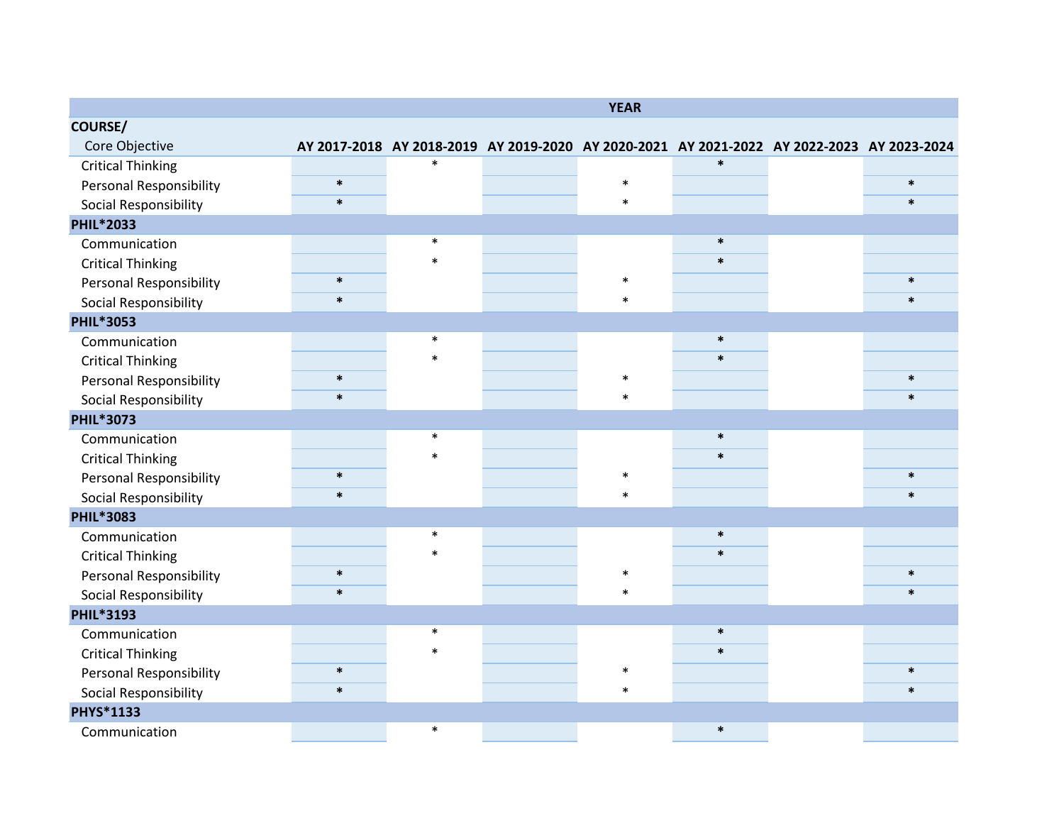| COURSE/ Core Objective | YEAR | | | | | | |
|---|---|---|---|---|---|---|---|
| | AY 2017-2018 | AY 2018-2019 | AY 2019-2020 | AY 2020-2021 | AY 2021-2022 | AY 2022-2023 | AY 2023-2024 |
| Critical Thinking | | * | | | * | | |
| Personal Responsibility | * | | | * | | | * |
| Social Responsibility | * | | | * | | | * |
| **PHIL*2033** | | | | | | | |
| Communication | | * | | | * | | |
| Critical Thinking | | * | | | * | | |
| Personal Responsibility | * | | | * | | | * |
| Social Responsibility | * | | | * | | | * |
| **PHIL*3053** | | | | | | | |
| Communication | | * | | | * | | |
| Critical Thinking | | * | | | * | | |
| Personal Responsibility | * | | | * | | | * |
| Social Responsibility | * | | | * | | | * |
| **PHIL*3073** | | | | | | | |
| Communication | | * | | | * | | |
| Critical Thinking | | * | | | * | | |
| Personal Responsibility | * | | | * | | | * |
| Social Responsibility | * | | | * | | | * |
| **PHIL*3083** | | | | | | | |
| Communication | | * | | | * | | |
| Critical Thinking | | * | | | * | | |
| Personal Responsibility | * | | | * | | | * |
| Social Responsibility | * | | | * | | | * |
| **PHIL*3193** | | | | | | | |
| Communication | | * | | | * | | |
| Critical Thinking | | * | | | * | | |
| Personal Responsibility | * | | | * | | | * |
| Social Responsibility | * | | | * | | | * |
| **PHYS*1133** | | | | | | | |
| Communication | | * | | | * | | |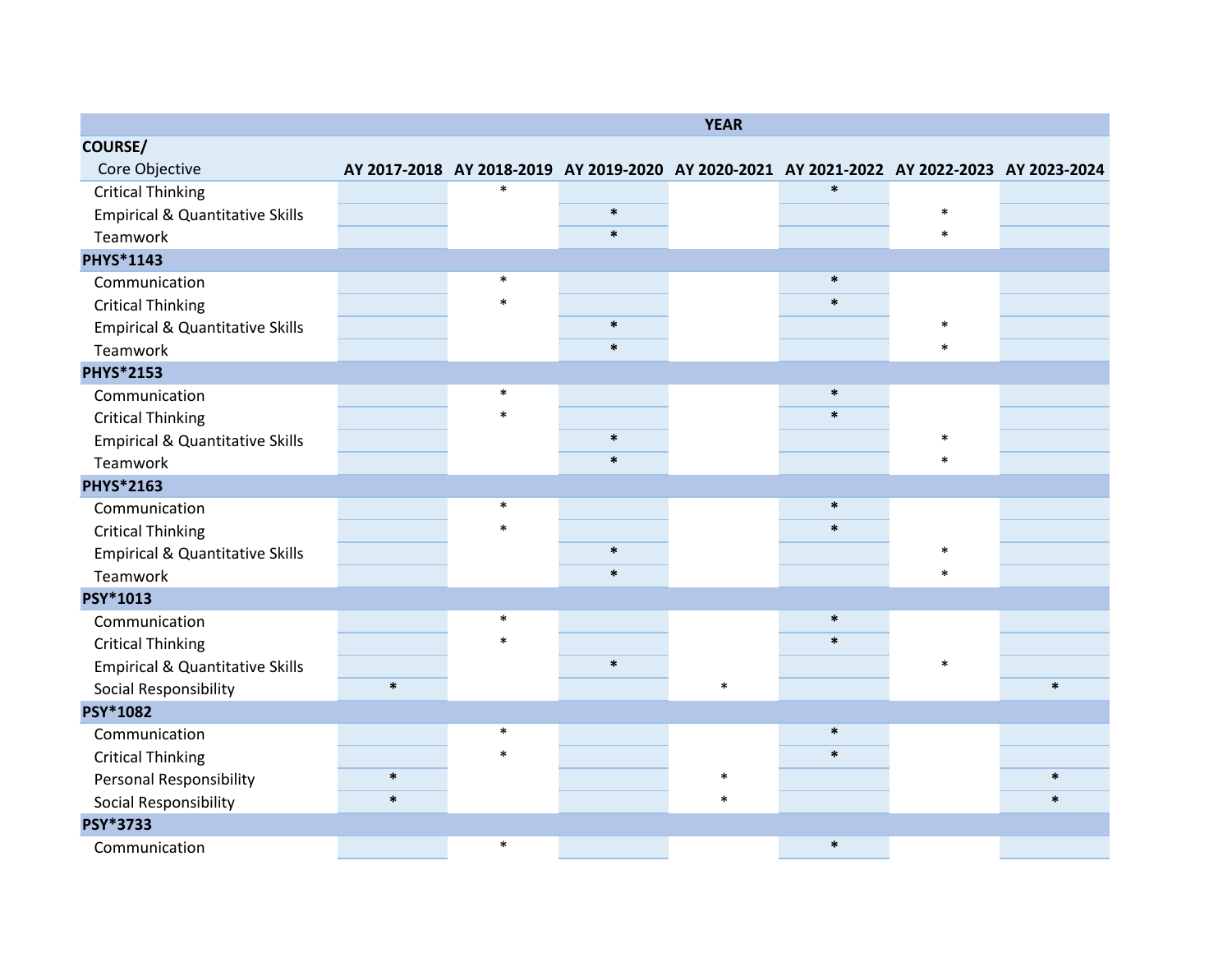| COURSE/ Core Objective | YEAR | | | | | | |
|---|---|---|---|---|---|---|---|
| | AY 2017-2018 | AY 2018-2019 | AY 2019-2020 | AY 2020-2021 | AY 2021-2022 | AY 2022-2023 | AY 2023-2024 |
| Critical Thinking | | * | | | * | | |
| Empirical & Quantitative Skills | | | * | | | * | |
| Teamwork | | | * | | | * | |
| **PHYS*1143** | | | | | | | |
| Communication | | * | | | * | | |
| Critical Thinking | | * | | | * | | |
| Empirical & Quantitative Skills | | | * | | | * | |
| Teamwork | | | * | | | * | |
| **PHYS*2153** | | | | | | | |
| Communication | | * | | | * | | |
| Critical Thinking | | * | | | * | | |
| Empirical & Quantitative Skills | | | * | | | * | |
| Teamwork | | | * | | | * | |
| **PHYS*2163** | | | | | | | |
| Communication | | * | | | * | | |
| Critical Thinking | | * | | | * | | |
| Empirical & Quantitative Skills | | | * | | | * | |
| Teamwork | | | * | | | * | |
| **PSY*1013** | | | | | | | |
| Communication | | * | | | * | | |
| Critical Thinking | | * | | | * | | |
| Empirical & Quantitative Skills | | | * | | | * | |
| Social Responsibility | * | | | * | | | * |
| **PSY*1082** | | | | | | | |
| Communication | | * | | | * | | |
| Critical Thinking | | * | | | * | | |
| Personal Responsibility | * | | | * | | | * |
| Social Responsibility | * | | | * | | | * |
| **PSY*3733** | | | | | | | |
| Communication | | * | | | * | | |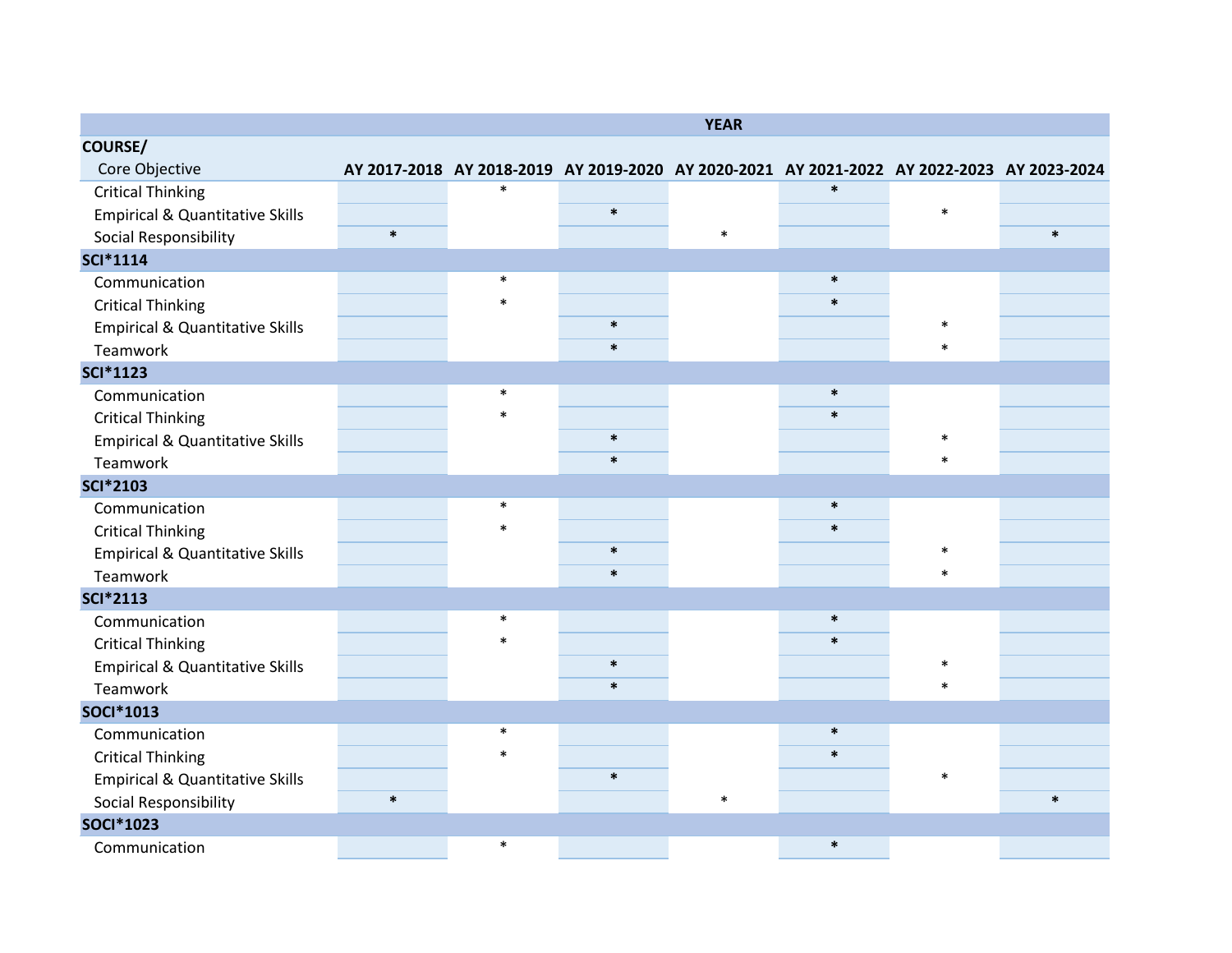| COURSE/ Core Objective | YEAR | | | | | | |
|---|---|---|---|---|---|---|---|
| | AY 2017-2018 | AY 2018-2019 | AY 2019-2020 | AY 2020-2021 | AY 2021-2022 | AY 2022-2023 | AY 2023-2024 |
| Critical Thinking | | * | | | * | | |
| Empirical & Quantitative Skills | | | * | | | * | |
| Social Responsibility | * | | | * | | | * |
| **SCI*1114** | | | | | | | |
| Communication | | * | | | * | | |
| Critical Thinking | | * | | | * | | |
| Empirical & Quantitative Skills | | | * | | | * | |
| Teamwork | | | * | | | * | |
| **SCI*1123** | | | | | | | |
| Communication | | * | | | * | | |
| Critical Thinking | | * | | | * | | |
| Empirical & Quantitative Skills | | | * | | | * | |
| Teamwork | | | * | | | * | |
| **SCI*2103** | | | | | | | |
| Communication | | * | | | * | | |
| Critical Thinking | | * | | | * | | |
| Empirical & Quantitative Skills | | | * | | | * | |
| Teamwork | | | * | | | * | |
| **SCI*2113** | | | | | | | |
| Communication | | * | | | * | | |
| Critical Thinking | | * | | | * | | |
| Empirical & Quantitative Skills | | | * | | | * | |
| Teamwork | | | * | | | * | |
| **SOCI*1013** | | | | | | | |
| Communication | | * | | | * | | |
| Critical Thinking | | * | | | * | | |
| Empirical & Quantitative Skills | | | * | | | * | |
| Social Responsibility | * | | | * | | | * |
| **SOCI*1023** | | | | | | | |
| Communication | | * | | | * | | |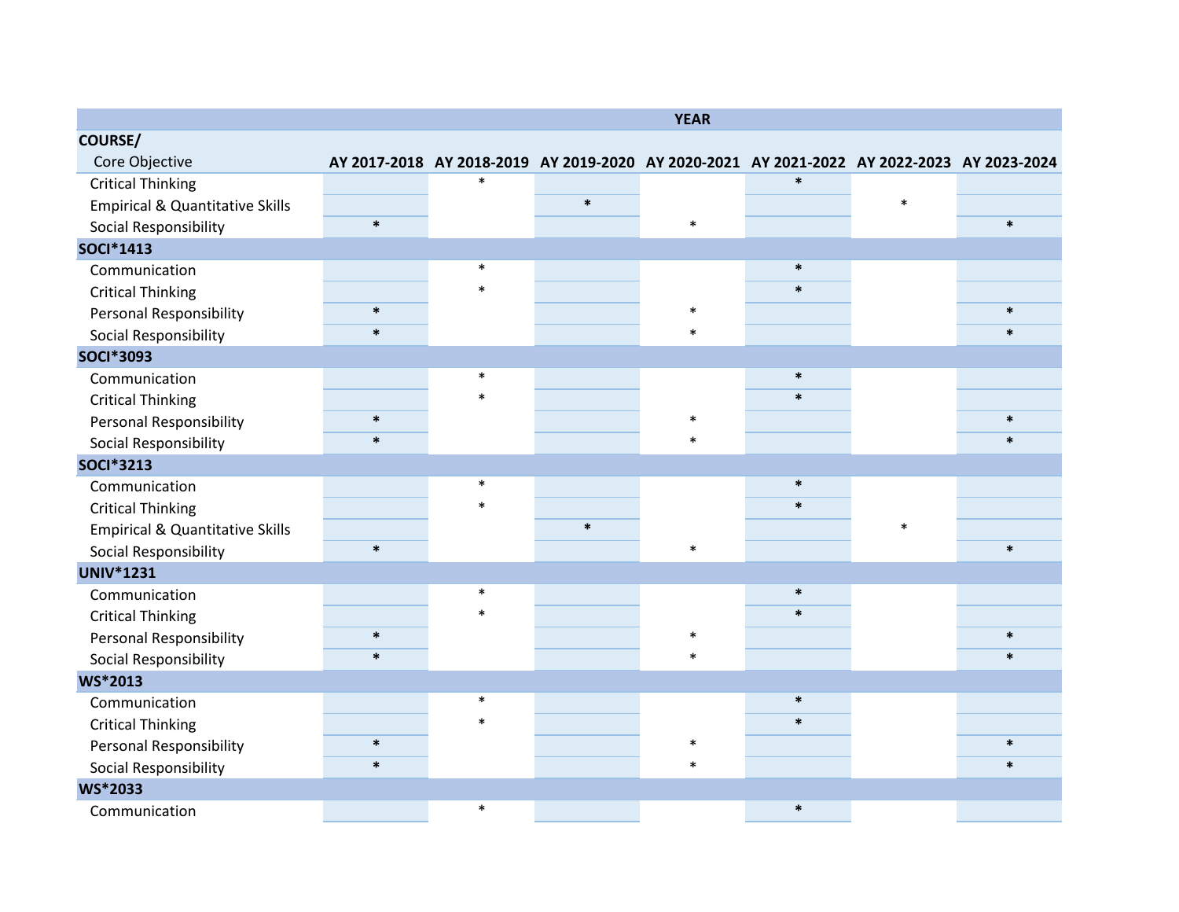| COURSE/ Core Objective | YEAR | | | | | | |
|---|---|---|---|---|---|---|---|
| | AY 2017-2018 | AY 2018-2019 | AY 2019-2020 | AY 2020-2021 | AY 2021-2022 | AY 2022-2023 | AY 2023-2024 |
| Critical Thinking | | * | | | * | | |
| Empirical & Quantitative Skills | | | * | | | * | |
| Social Responsibility | * | | | * | | | * |
| **SOCI*1413** | | | | | | | |
| Communication | | * | | | * | | |
| Critical Thinking | | * | | | * | | |
| Personal Responsibility | * | | | * | | | * |
| Social Responsibility | * | | | * | | | * |
| **SOCI*3093** | | | | | | | |
| Communication | | * | | | * | | |
| Critical Thinking | | * | | | * | | |
| Personal Responsibility | * | | | * | | | * |
| Social Responsibility | * | | | * | | | * |
| **SOCI*3213** | | | | | | | |
| Communication | | * | | | * | | |
| Critical Thinking | | * | | | * | | |
| Empirical & Quantitative Skills | | | * | | | * | |
| Social Responsibility | * | | | * | | | * |
| **UNIV*1231** | | | | | | | |
| Communication | | * | | | * | | |
| Critical Thinking | | * | | | * | | |
| Personal Responsibility | * | | | * | | | * |
| Social Responsibility | * | | | * | | | * |
| **WS*2013** | | | | | | | |
| Communication | | * | | | * | | |
| Critical Thinking | | * | | | * | | |
| Personal Responsibility | * | | | * | | | * |
| Social Responsibility | * | | | * | | | * |
| **WS*2033** | | | | | | | |
| Communication | | * | | | * | | |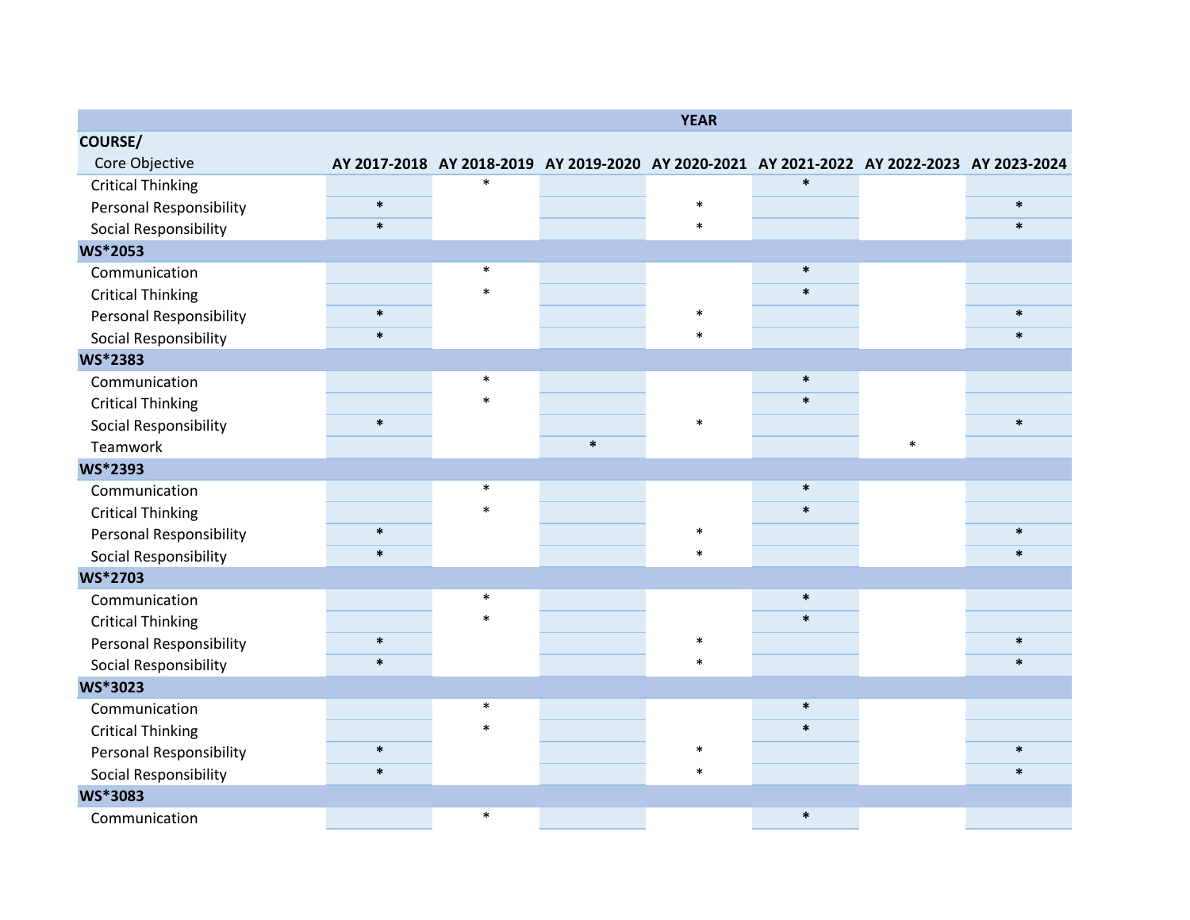| COURSE/ Core Objective | YEAR | | | | | | |
|---|---|---|---|---|---|---|---|
| | AY 2017-2018 | AY 2018-2019 | AY 2019-2020 | AY 2020-2021 | AY 2021-2022 | AY 2022-2023 | AY 2023-2024 |
| Critical Thinking | | * | | | * | | |
| Personal Responsibility | * | | | * | | | * |
| Social Responsibility | * | | | * | | | * |
| **WS*2053** | | | | | | | |
| Communication | | * | | | * | | |
| Critical Thinking | | * | | | * | | |
| Personal Responsibility | * | | | * | | | * |
| Social Responsibility | * | | | * | | | * |
| **WS*2383** | | | | | | | |
| Communication | | * | | | * | | |
| Critical Thinking | | * | | | * | | |
| Social Responsibility | * | | | * | | | * |
| Teamwork | | | * | | | * | |
| **WS*2393** | | | | | | | |
| Communication | | * | | | * | | |
| Critical Thinking | | * | | | * | | |
| Personal Responsibility | * | | | * | | | * |
| Social Responsibility | * | | | * | | | * |
| **WS*2703** | | | | | | | |
| Communication | | * | | | * | | |
| Critical Thinking | | * | | | * | | |
| Personal Responsibility | * | | | * | | | * |
| Social Responsibility | * | | | * | | | * |
| **WS*3023** | | | | | | | |
| Communication | | * | | | * | | |
| Critical Thinking | | * | | | * | | |
| Personal Responsibility | * | | | * | | | * |
| Social Responsibility | * | | | * | | | * |
| **WS*3083** | | | | | | | |
| Communication | | * | | | * | | |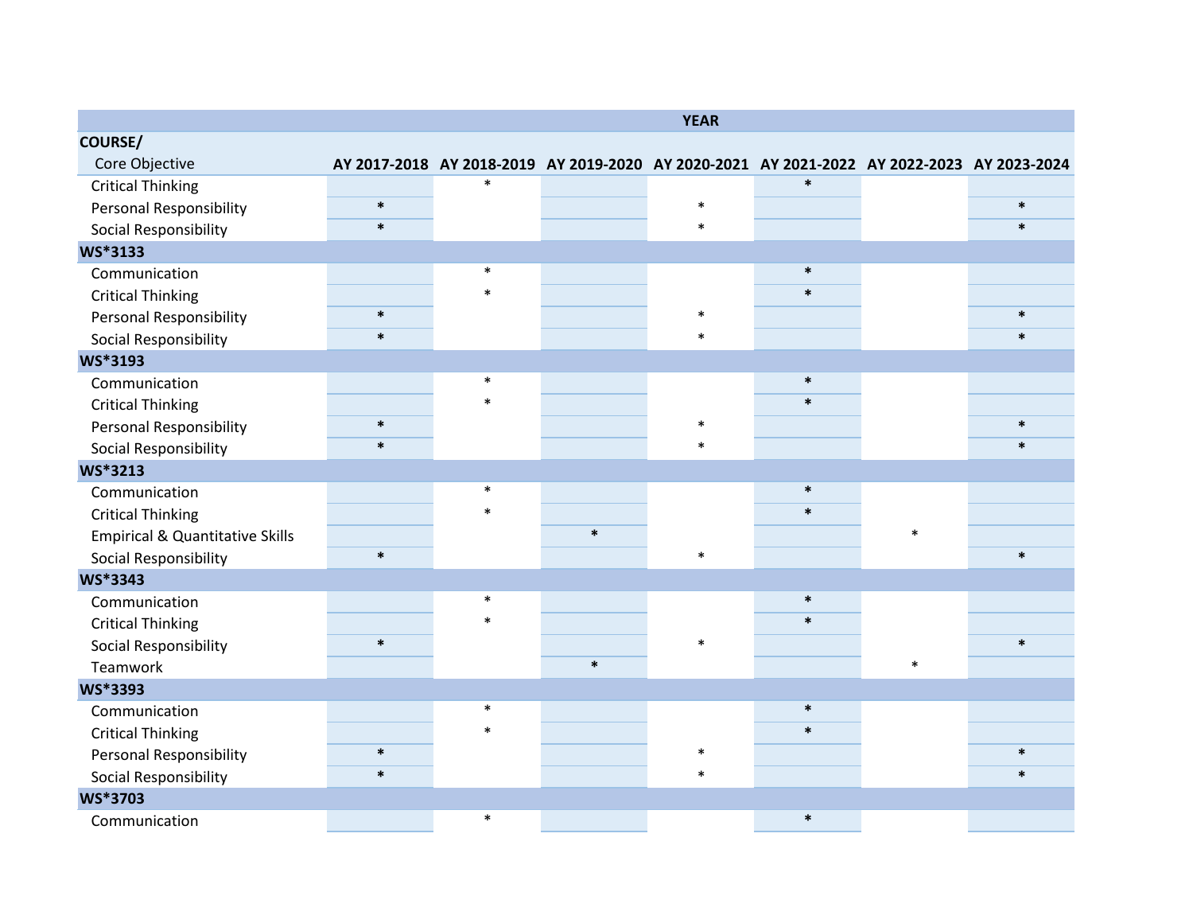| COURSE/ Core Objective | YEAR | | | | | | |
|---|---|---|---|---|---|---|---|
| | AY 2017-2018 | AY 2018-2019 | AY 2019-2020 | AY 2020-2021 | AY 2021-2022 | AY 2022-2023 | AY 2023-2024 |
| Critical Thinking | | * | | | * | | |
| Personal Responsibility | * | | | * | | | * |
| Social Responsibility | * | | | * | | | * |
| **WS*3133** | | | | | | | |
| Communication | | * | | | * | | |
| Critical Thinking | | * | | | * | | |
| Personal Responsibility | * | | | * | | | * |
| Social Responsibility | * | | | * | | | * |
| **WS*3193** | | | | | | | |
| Communication | | * | | | * | | |
| Critical Thinking | | * | | | * | | |
| Personal Responsibility | * | | | * | | | * |
| Social Responsibility | * | | | * | | | * |
| **WS*3213** | | | | | | | |
| Communication | | * | | | * | | |
| Critical Thinking | | * | | | * | | |
| Empirical & Quantitative Skills | | | * | | | * | |
| Social Responsibility | * | | | * | | | * |
| **WS*3343** | | | | | | | |
| Communication | | * | | | * | | |
| Critical Thinking | | * | | | * | | |
| Social Responsibility | * | | | * | | | * |
| Teamwork | | | * | | | * | |
| **WS*3393** | | | | | | | |
| Communication | | * | | | * | | |
| Critical Thinking | | * | | | * | | |
| Personal Responsibility | * | | | * | | | * |
| Social Responsibility | * | | | * | | | * |
| **WS*3703** | | | | | | | |
| Communication | | * | | | * | | |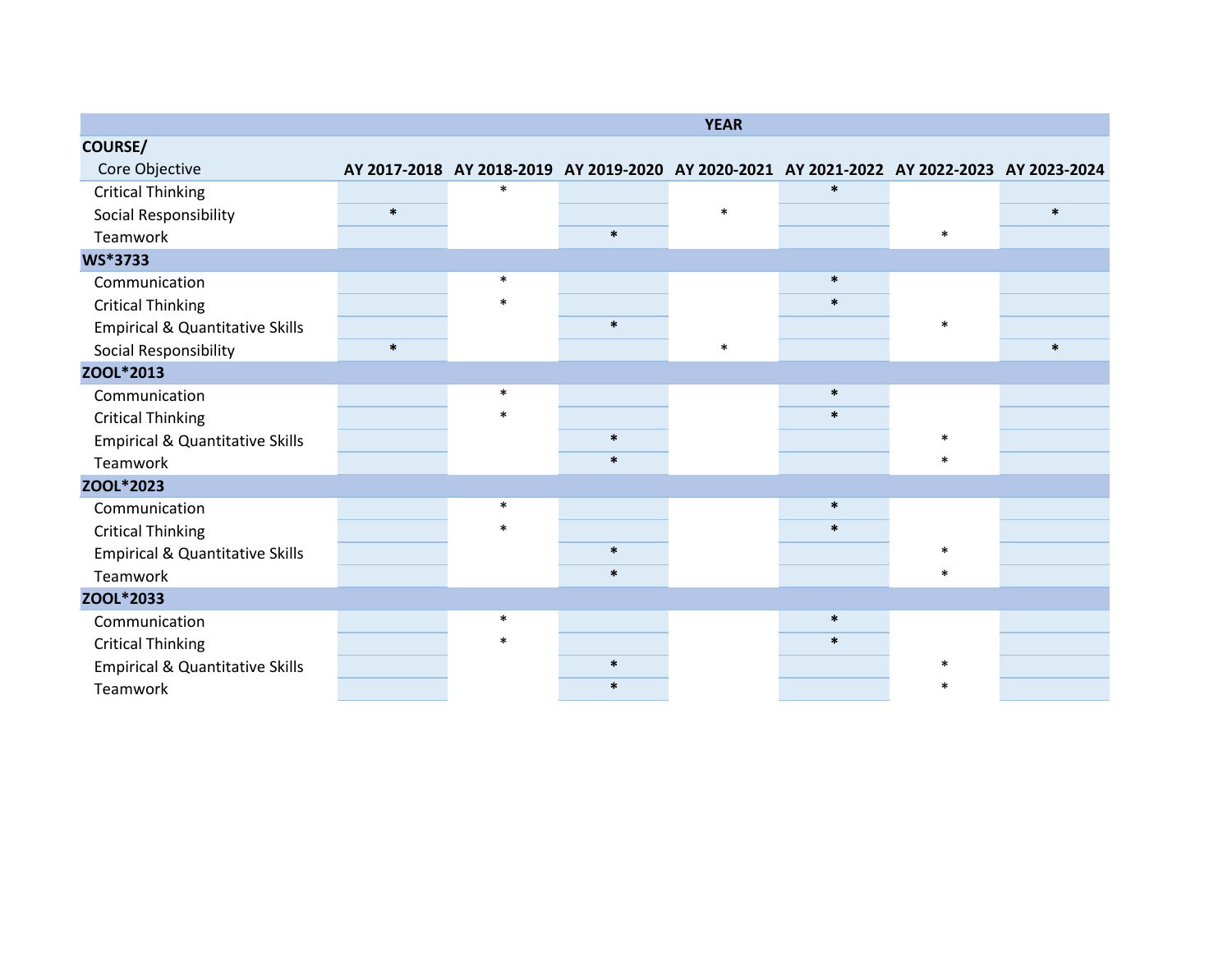| | YEAR | | | | | | |
|---|---|---|---|---|---|---|---|
| **COURSE/** Core Objective | **AY 2017-2018** | **AY 2018-2019** | **AY 2019-2020** | **AY 2020-2021** | **AY 2021-2022** | **AY 2022-2023** | **AY 2023-2024** |
| Critical Thinking | | * | | | * | | |
| Social Responsibility | * | | | * | | | * |
| Teamwork | | | * | | | * | |
| **WS*3733** | | | | | | | |
| Communication | | * | | | * | | |
| Critical Thinking | | * | | | * | | |
| Empirical & Quantitative Skills | | | * | | | * | |
| Social Responsibility | * | | | * | | | * |
| **ZOOL*2013** | | | | | | | |
| Communication | | * | | | * | | |
| Critical Thinking | | * | | | * | | |
| Empirical & Quantitative Skills | | | * | | | * | |
| Teamwork | | | * | | | * | |
| **ZOOL*2023** | | | | | | | |
| Communication | | * | | | * | | |
| Critical Thinking | | * | | | * | | |
| Empirical & Quantitative Skills | | | * | | | * | |
| Teamwork | | | * | | | * | |
| **ZOOL*2033** | | | | | | | |
| Communication | | * | | | * | | |
| Critical Thinking | | * | | | * | | |
| Empirical & Quantitative Skills | | | * | | | * | |
| Teamwork | | | * | | | * | |